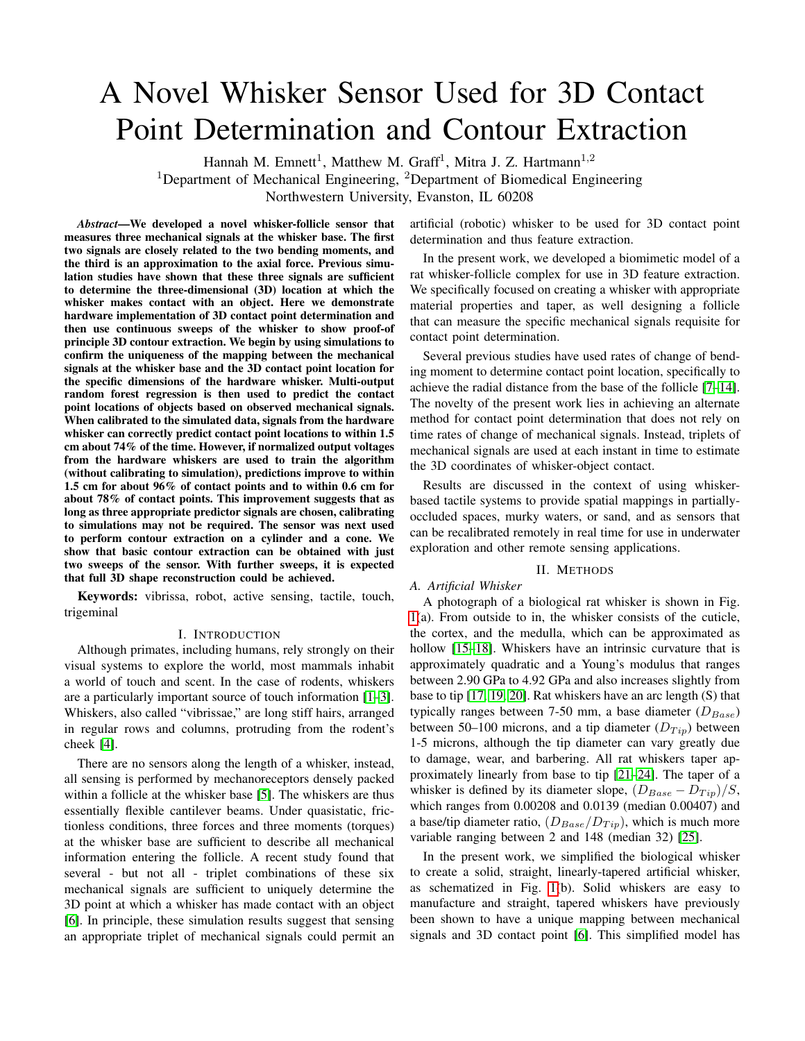# A Novel Whisker Sensor Used for 3D Contact Point Determination and Contour Extraction

Hannah M. Emnett[1], Matthew M. Graff[1], Mitra J. Z. Hartmann[1,2]

[1]Department of Mechanical Engineering, [2]Department of Biomedical Engineering

Northwestern University, Evanston, IL 60208

***Abstract*—We developed a novel whisker-follicle sensor that measures three mechanical signals at the whisker base. The first two signals are closely related to the two bending moments, and the third is an approximation to the axial force. Previous simulation studies have shown that these three signals are sufficient to determine the three-dimensional (3D) location at which the whisker makes contact with an object. Here we demonstrate hardware implementation of 3D contact point determination and then use continuous sweeps of the whisker to show proof-of principle 3D contour extraction. We begin by using simulations to confirm the uniqueness of the mapping between the mechanical signals at the whisker base and the 3D contact point location for the specific dimensions of the hardware whisker. Multi-output random forest regression is then used to predict the contact point locations of objects based on observed mechanical signals. When calibrated to the simulated data, signals from the hardware whisker can correctly predict contact point locations to within 1.5 cm about 74% of the time. However, if normalized output voltages from the hardware whiskers are used to train the algorithm (without calibrating to simulation), predictions improve to within 1.5 cm for about 96% of contact points and to within 0.6 cm for about 78% of contact points. This improvement suggests that as long as three appropriate predictor signals are chosen, calibrating to simulations may not be required. The sensor was next used to perform contour extraction on a cylinder and a cone. We show that basic contour extraction can be obtained with just two sweeps of the sensor. With further sweeps, it is expected that full 3D shape reconstruction could be achieved.**

**Keywords:** vibrissa, robot, active sensing, tactile, touch, trigeminal

## I. Introduction

Although primates, including humans, rely strongly on their visual systems to explore the world, most mammals inhabit a world of touch and scent. In the case of rodents, whiskers are a particularly important source of touch information [1–3]. Whiskers, also called "vibrissae," are long stiff hairs, arranged in regular rows and columns, protruding from the rodent's cheek [4].

There are no sensors along the length of a whisker, instead, all sensing is performed by mechanoreceptors densely packed within a follicle at the whisker base [5]. The whiskers are thus essentially flexible cantilever beams. Under quasistatic, frictionless conditions, three forces and three moments (torques) at the whisker base are sufficient to describe all mechanical information entering the follicle. A recent study found that several - but not all - triplet combinations of these six mechanical signals are sufficient to uniquely determine the 3D point at which a whisker has made contact with an object [6]. In principle, these simulation results suggest that sensing an appropriate triplet of mechanical signals could permit an artificial (robotic) whisker to be used for 3D contact point determination and thus feature extraction.

In the present work, we developed a biomimetic model of a rat whisker-follicle complex for use in 3D feature extraction. We specifically focused on creating a whisker with appropriate material properties and taper, as well designing a follicle that can measure the specific mechanical signals requisite for contact point determination.

Several previous studies have used rates of change of bending moment to determine contact point location, specifically to achieve the radial distance from the base of the follicle [7–14]. The novelty of the present work lies in achieving an alternate method for contact point determination that does not rely on time rates of change of mechanical signals. Instead, triplets of mechanical signals are used at each instant in time to estimate the 3D coordinates of whisker-object contact.

Results are discussed in the context of using whisker-based tactile systems to provide spatial mappings in partially-occluded spaces, murky waters, or sand, and as sensors that can be recalibrated remotely in real time for use in underwater exploration and other remote sensing applications.

## II. Methods

### A. Artificial Whisker

A photograph of a biological rat whisker is shown in Fig. 1(a). From outside to in, the whisker consists of the cuticle, the cortex, and the medulla, which can be approximated as hollow [15–18]. Whiskers have an intrinsic curvature that is approximately quadratic and a Young's modulus that ranges between 2.90 GPa to 4.92 GPa and also increases slightly from base to tip [17, 19, 20]. Rat whiskers have an arc length (S) that typically ranges between 7-50 mm, a base diameter ($D_{Base}$) between 50–100 microns, and a tip diameter ($D_{Tip}$) between 1-5 microns, although the tip diameter can vary greatly due to damage, wear, and barbering. All rat whiskers taper approximately linearly from base to tip [21–24]. The taper of a whisker is defined by its diameter slope, $(D_{Base} - D_{Tip})/S$, which ranges from 0.00208 and 0.0139 (median 0.00407) and a base/tip diameter ratio, $(D_{Base}/D_{Tip})$, which is much more variable ranging between 2 and 148 (median 32) [25].

In the present work, we simplified the biological whisker to create a solid, straight, linearly-tapered artificial whisker, as schematized in Fig. 1(b). Solid whiskers are easy to manufacture and straight, tapered whiskers have previously been shown to have a unique mapping between mechanical signals and 3D contact point [6]. This simplified model has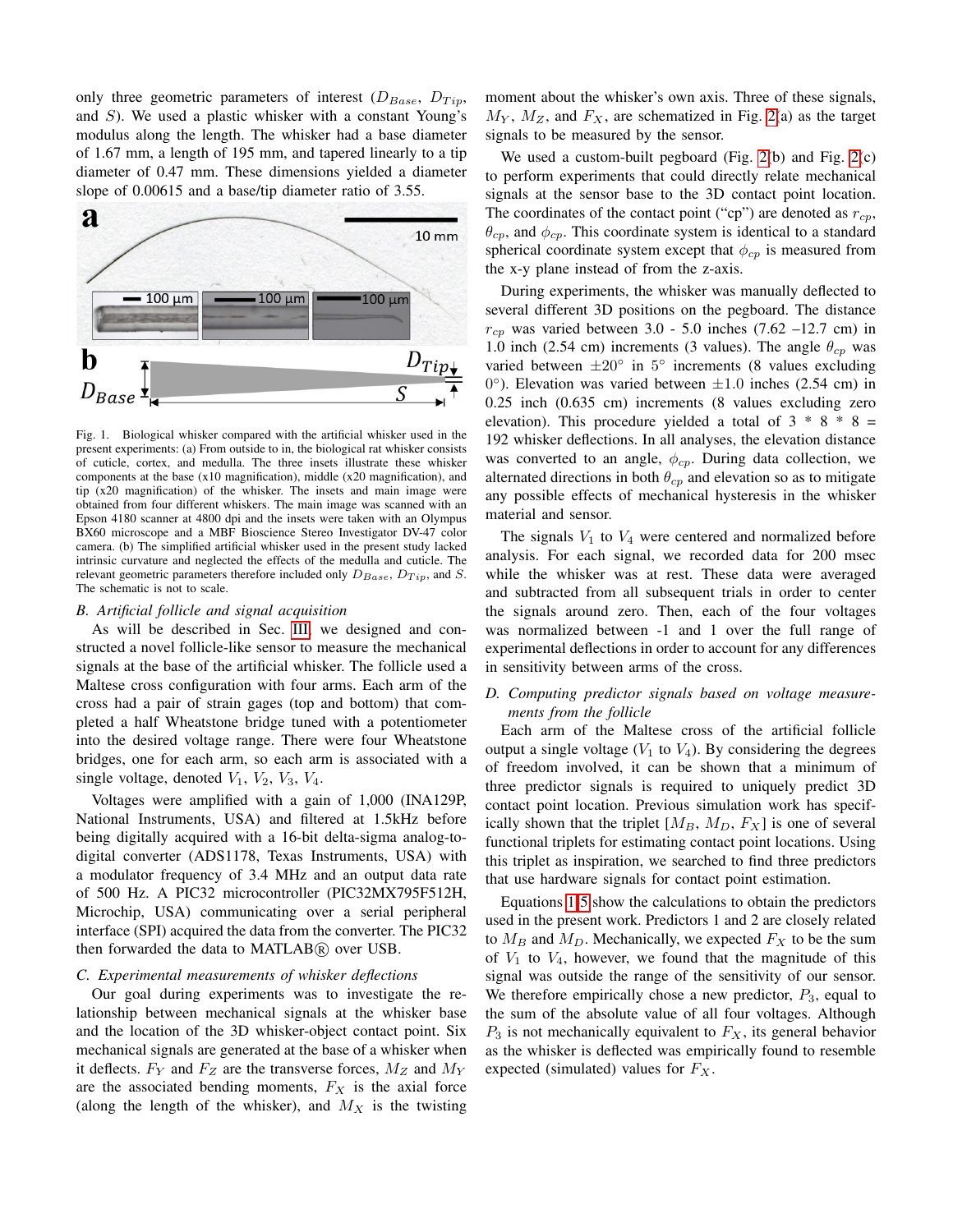only three geometric parameters of interest ($D_{Base}$, $D_{Tip}$, and $S$). We used a plastic whisker with a constant Young's modulus along the length. The whisker had a base diameter of 1.67 mm, a length of 195 mm, and tapered linearly to a tip diameter of 0.47 mm. These dimensions yielded a diameter slope of 0.00615 and a base/tip diameter ratio of 3.55.

Fig. 1. Biological whisker compared with the artificial whisker used in the present experiments: (a) From outside to in, the biological rat whisker consists of cuticle, cortex, and medulla. The three insets illustrate these whisker components at the base (x10 magnification), middle (x20 magnification), and tip (x20 magnification) of the whisker. The insets and main image were obtained from four different whiskers. The main image was scanned with an Epson 4180 scanner at 4800 dpi and the insets were taken with an Olympus BX60 microscope and a MBF Bioscience Stereo Investigator DV-47 color camera. (b) The simplified artificial whisker used in the present study lacked intrinsic curvature and neglected the effects of the medulla and cuticle. The relevant geometric parameters therefore included only $D_{Base}$, $D_{Tip}$, and $S$. The schematic is not to scale.

### B. Artificial follicle and signal acquisition

As will be described in Sec. III, we designed and constructed a novel follicle-like sensor to measure the mechanical signals at the base of the artificial whisker. The follicle used a Maltese cross configuration with four arms. Each arm of the cross had a pair of strain gages (top and bottom) that completed a half Wheatstone bridge tuned with a potentiometer into the desired voltage range. There were four Wheatstone bridges, one for each arm, so each arm is associated with a single voltage, denoted $V_1$, $V_2$, $V_3$, $V_4$.

Voltages were amplified with a gain of 1,000 (INA129P, National Instruments, USA) and filtered at 1.5kHz before being digitally acquired with a 16-bit delta-sigma analog-to-digital converter (ADS1178, Texas Instruments, USA) with a modulator frequency of 3.4 MHz and an output data rate of 500 Hz. A PIC32 microcontroller (PIC32MX795F512H, Microchip, USA) communicating over a serial peripheral interface (SPI) acquired the data from the converter. The PIC32 then forwarded the data to MATLAB® over USB.

### C. Experimental measurements of whisker deflections

Our goal during experiments was to investigate the relationship between mechanical signals at the whisker base and the location of the 3D whisker-object contact point. Six mechanical signals are generated at the base of a whisker when it deflects. $F_Y$ and $F_Z$ are the transverse forces, $M_Z$ and $M_Y$ are the associated bending moments, $F_X$ is the axial force (along the length of the whisker), and $M_X$ is the twisting moment about the whisker's own axis. Three of these signals, $M_Y$, $M_Z$, and $F_X$, are schematized in Fig. 2(a) as the target signals to be measured by the sensor.

We used a custom-built pegboard (Fig. 2(b) and Fig. 2(c) to perform experiments that could directly relate mechanical signals at the sensor base to the 3D contact point location. The coordinates of the contact point ("cp") are denoted as $r_{cp}$, $\theta_{cp}$, and $\phi_{cp}$. This coordinate system is identical to a standard spherical coordinate system except that $\phi_{cp}$ is measured from the x-y plane instead of from the z-axis.

During experiments, the whisker was manually deflected to several different 3D positions on the pegboard. The distance $r_{cp}$ was varied between 3.0 - 5.0 inches (7.62 –12.7 cm) in 1.0 inch (2.54 cm) increments (3 values). The angle $\theta_{cp}$ was varied between $\pm 20°$ in 5° increments (8 values excluding 0°). Elevation was varied between $\pm 1.0$ inches (2.54 cm) in 0.25 inch (0.635 cm) increments (8 values excluding zero elevation). This procedure yielded a total of 3 * 8 * 8 = 192 whisker deflections. In all analyses, the elevation distance was converted to an angle, $\phi_{cp}$. During data collection, we alternated directions in both $\theta_{cp}$ and elevation so as to mitigate any possible effects of mechanical hysteresis in the whisker material and sensor.

The signals $V_1$ to $V_4$ were centered and normalized before analysis. For each signal, we recorded data for 200 msec while the whisker was at rest. These data were averaged and subtracted from all subsequent trials in order to center the signals around zero. Then, each of the four voltages was normalized between -1 and 1 over the full range of experimental deflections in order to account for any differences in sensitivity between arms of the cross.

### D. Computing predictor signals based on voltage measurements from the follicle

Each arm of the Maltese cross of the artificial follicle output a single voltage ($V_1$ to $V_4$). By considering the degrees of freedom involved, it can be shown that a minimum of three predictor signals is required to uniquely predict 3D contact point location. Previous simulation work has specifically shown that the triplet [$M_B$, $M_D$, $F_X$] is one of several functional triplets for estimating contact point locations. Using this triplet as inspiration, we searched to find three predictors that use hardware signals for contact point estimation.

Equations 1-5 show the calculations to obtain the predictors used in the present work. Predictors 1 and 2 are closely related to $M_B$ and $M_D$. Mechanically, we expected $F_X$ to be the sum of $V_1$ to $V_4$, however, we found that the magnitude of this signal was outside the range of the sensitivity of our sensor. We therefore empirically chose a new predictor, $P_3$, equal to the sum of the absolute value of all four voltages. Although $P_3$ is not mechanically equivalent to $F_X$, its general behavior as the whisker is deflected was empirically found to resemble expected (simulated) values for $F_X$.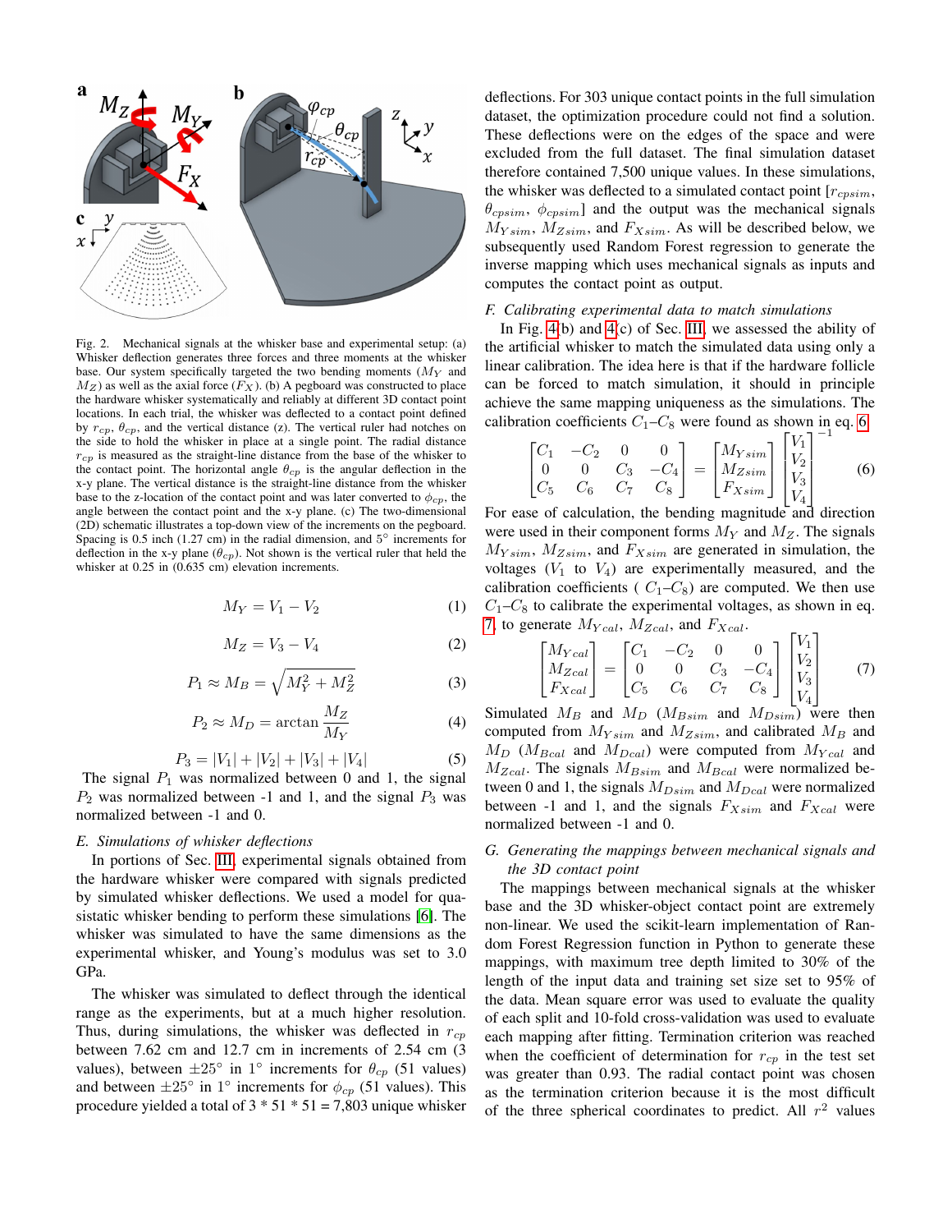Fig. 2. Mechanical signals at the whisker base and experimental setup: (a) Whisker deflection generates three forces and three moments at the whisker base. Our system specifically targeted the two bending moments ($M_Y$ and $M_Z$) as well as the axial force ($F_X$). (b) A pegboard was constructed to place the hardware whisker systematically and reliably at different 3D contact point locations. In each trial, the whisker was deflected to a contact point defined by $r_{cp}$, $\theta_{cp}$, and the vertical distance (z). The vertical ruler had notches on the side to hold the whisker in place at a single point. The radial distance $r_{cp}$ is measured as the straight-line distance from the base of the whisker to the contact point. The horizontal angle $\theta_{cp}$ is the angular deflection in the x-y plane. The vertical distance is the straight-line distance from the whisker base to the z-location of the contact point and was later converted to $\phi_{cp}$, the angle between the contact point and the x-y plane. (c) The two-dimensional (2D) schematic illustrates a top-down view of the increments on the pegboard. Spacing is 0.5 inch (1.27 cm) in the radial dimension, and 5° increments for deflection in the x-y plane ($\theta_{cp}$). Not shown is the vertical ruler that held the whisker at 0.25 in (0.635 cm) elevation increments.

$$M_Y = V_1 - V_2 \tag{1}$$

$$M_Z = V_3 - V_4 \tag{2}$$

$$P_1 \approx M_B = \sqrt{M_Y^2 + M_Z^2} \tag{3}$$

$$P_2 \approx M_D = \arctan \frac{M_Z}{M_Y} \tag{4}$$

$$P_3 = |V_1| + |V_2| + |V_3| + |V_4| \tag{5}$$

The signal $P_1$ was normalized between 0 and 1, the signal $P_2$ was normalized between -1 and 1, and the signal $P_3$ was normalized between -1 and 0.

### E. Simulations of whisker deflections

In portions of Sec. III, experimental signals obtained from the hardware whisker were compared with signals predicted by simulated whisker deflections. We used a model for quasistatic whisker bending to perform these simulations [6]. The whisker was simulated to have the same dimensions as the experimental whisker, and Young's modulus was set to 3.0 GPa.

The whisker was simulated to deflect through the identical range as the experiments, but at a much higher resolution. Thus, during simulations, the whisker was deflected in $r_{cp}$ between 7.62 cm and 12.7 cm in increments of 2.54 cm (3 values), between ±25° in 1° increments for $\theta_{cp}$ (51 values) and between ±25° in 1° increments for $\phi_{cp}$ (51 values). This procedure yielded a total of 3 * 51 * 51 = 7,803 unique whisker deflections. For 303 unique contact points in the full simulation dataset, the optimization procedure could not find a solution. These deflections were on the edges of the space and were excluded from the full dataset. The final simulation dataset therefore contained 7,500 unique values. In these simulations, the whisker was deflected to a simulated contact point [$r_{cpsim}$, $\theta_{cpsim}$, $\phi_{cpsim}$] and the output was the mechanical signals $M_{Ysim}$, $M_{Zsim}$, and $F_{Xsim}$. As will be described below, we subsequently used Random Forest regression to generate the inverse mapping which uses mechanical signals as inputs and computes the contact point as output.

### F. Calibrating experimental data to match simulations

In Fig. 4(b) and 4(c) of Sec. III, we assessed the ability of the artificial whisker to match the simulated data using only a linear calibration. The idea here is that if the hardware follicle can be forced to match simulation, it should in principle achieve the same mapping uniqueness as the simulations. The calibration coefficients $C_1$–$C_8$ were found as shown in eq. 6

$$\begin{bmatrix} C_1 & -C_2 & 0 & 0 \\ 0 & 0 & C_3 & -C_4 \\ C_5 & C_6 & C_7 & C_8 \end{bmatrix} = \begin{bmatrix} M_{Ysim} \\ M_{Zsim} \\ F_{Xsim} \end{bmatrix} \begin{bmatrix} V_1 \\ V_2 \\ V_3 \\ V_4 \end{bmatrix}^{-1} \tag{6}$$

For ease of calculation, the bending magnitude and direction were used in their component forms $M_Y$ and $M_Z$. The signals $M_{Ysim}$, $M_{Zsim}$, and $F_{Xsim}$ are generated in simulation, the voltages ($V_1$ to $V_4$) are experimentally measured, and the calibration coefficients ( $C_1$–$C_8$) are computed. We then use $C_1$–$C_8$ to calibrate the experimental voltages, as shown in eq. 7, to generate $M_{Ycal}$, $M_{Zcal}$, and $F_{Xcal}$.

$$\begin{bmatrix} M_{Ycal} \\ M_{Zcal} \\ F_{Xcal} \end{bmatrix} = \begin{bmatrix} C_1 & -C_2 & 0 & 0 \\ 0 & 0 & C_3 & -C_4 \\ C_5 & C_6 & C_7 & C_8 \end{bmatrix} \begin{bmatrix} V_1 \\ V_2 \\ V_3 \\ V_4 \end{bmatrix} \tag{7}$$

Simulated $M_B$ and $M_D$ ($M_{Bsim}$ and $M_{Dsim}$) were then computed from $M_{Ysim}$ and $M_{Zsim}$, and calibrated $M_B$ and $M_D$ ($M_{Bcal}$ and $M_{Dcal}$) were computed from $M_{Ycal}$ and $M_{Zcal}$. The signals $M_{Bsim}$ and $M_{Bcal}$ were normalized between 0 and 1, the signals $M_{Dsim}$ and $M_{Dcal}$ were normalized between -1 and 1, and the signals $F_{Xsim}$ and $F_{Xcal}$ were normalized between -1 and 0.

### G. Generating the mappings between mechanical signals and the 3D contact point

The mappings between mechanical signals at the whisker base and the 3D whisker-object contact point are extremely non-linear. We used the scikit-learn implementation of Random Forest Regression function in Python to generate these mappings, with maximum tree depth limited to 30% of the length of the input data and training set size set to 95% of the data. Mean square error was used to evaluate the quality of each split and 10-fold cross-validation was used to evaluate each mapping after fitting. Termination criterion was reached when the coefficient of determination for $r_{cp}$ in the test set was greater than 0.93. The radial contact point was chosen as the termination criterion because it is the most difficult of the three spherical coordinates to predict. All $r^2$ values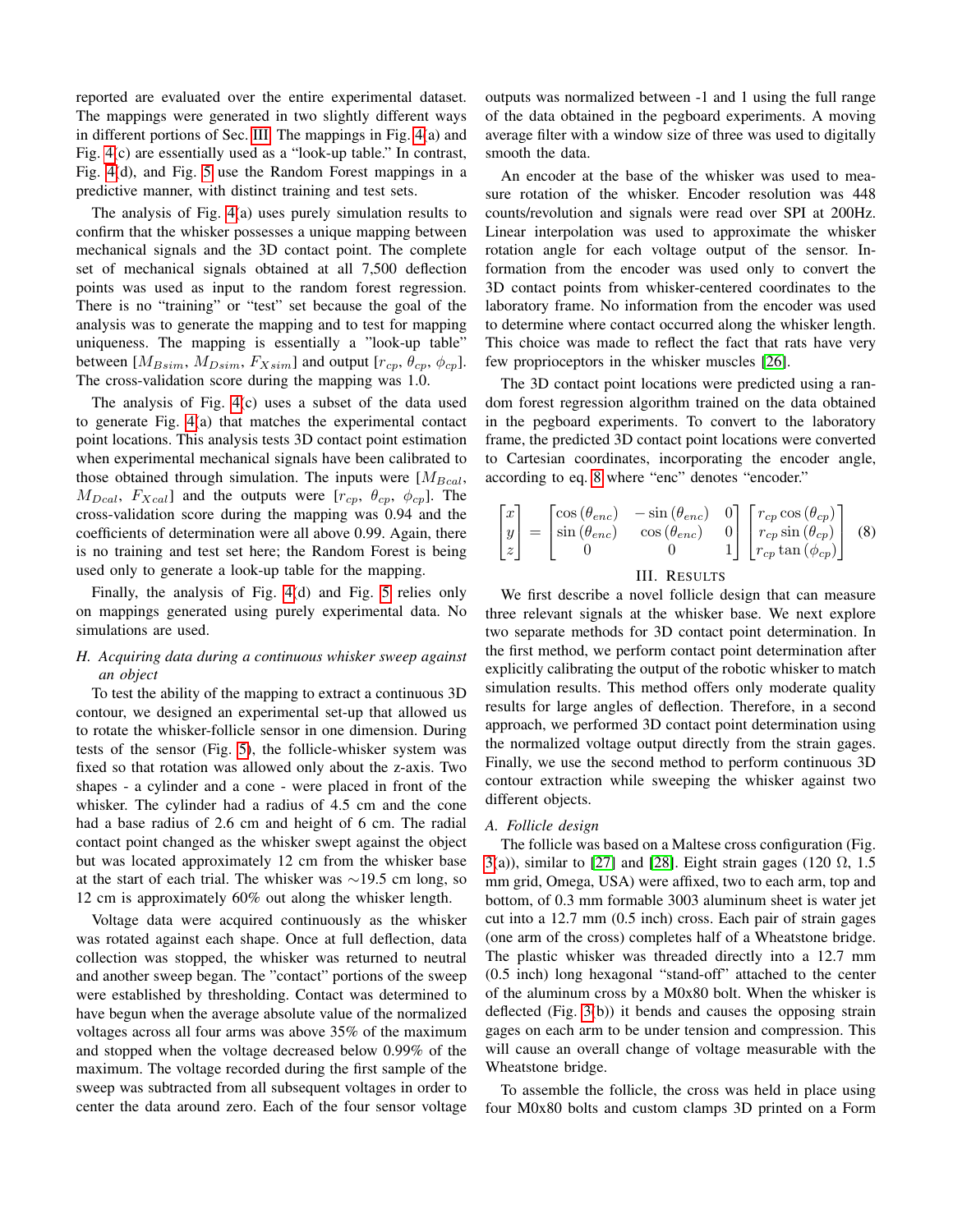reported are evaluated over the entire experimental dataset. The mappings were generated in two slightly different ways in different portions of Sec. III. The mappings in Fig. 4(a) and Fig. 4(c) are essentially used as a "look-up table." In contrast, Fig. 4(d), and Fig. 5 use the Random Forest mappings in a predictive manner, with distinct training and test sets.

The analysis of Fig. 4(a) uses purely simulation results to confirm that the whisker possesses a unique mapping between mechanical signals and the 3D contact point. The complete set of mechanical signals obtained at all 7,500 deflection points was used as input to the random forest regression. There is no "training" or "test" set because the goal of the analysis was to generate the mapping and to test for mapping uniqueness. The mapping is essentially a "look-up table" between [$M_{Bsim}$, $M_{Dsim}$, $F_{Xsim}$] and output [$r_{cp}$, $\theta_{cp}$, $\phi_{cp}$]. The cross-validation score during the mapping was 1.0.

The analysis of Fig. 4(c) uses a subset of the data used to generate Fig. 4(a) that matches the experimental contact point locations. This analysis tests 3D contact point estimation when experimental mechanical signals have been calibrated to those obtained through simulation. The inputs were [$M_{Bcal}$, $M_{Dcal}$, $F_{Xcal}$] and the outputs were [$r_{cp}$, $\theta_{cp}$, $\phi_{cp}$]. The cross-validation score during the mapping was 0.94 and the coefficients of determination were all above 0.99. Again, there is no training and test set here; the Random Forest is being used only to generate a look-up table for the mapping.

Finally, the analysis of Fig. 4(d) and Fig. 5 relies only on mappings generated using purely experimental data. No simulations are used.

### H. Acquiring data during a continuous whisker sweep against an object

To test the ability of the mapping to extract a continuous 3D contour, we designed an experimental set-up that allowed us to rotate the whisker-follicle sensor in one dimension. During tests of the sensor (Fig. 5), the follicle-whisker system was fixed so that rotation was allowed only about the z-axis. Two shapes - a cylinder and a cone - were placed in front of the whisker. The cylinder had a radius of 4.5 cm and the cone had a base radius of 2.6 cm and height of 6 cm. The radial contact point changed as the whisker swept against the object but was located approximately 12 cm from the whisker base at the start of each trial. The whisker was ~19.5 cm long, so 12 cm is approximately 60% out along the whisker length.

Voltage data were acquired continuously as the whisker was rotated against each shape. Once at full deflection, data collection was stopped, the whisker was returned to neutral and another sweep began. The "contact" portions of the sweep were established by thresholding. Contact was determined to have begun when the average absolute value of the normalized voltages across all four arms was above 35% of the maximum and stopped when the voltage decreased below 0.99% of the maximum. The voltage recorded during the first sample of the sweep was subtracted from all subsequent voltages in order to center the data around zero. Each of the four sensor voltage outputs was normalized between -1 and 1 using the full range of the data obtained in the pegboard experiments. A moving average filter with a window size of three was used to digitally smooth the data.

An encoder at the base of the whisker was used to measure rotation of the whisker. Encoder resolution was 448 counts/revolution and signals were read over SPI at 200Hz. Linear interpolation was used to approximate the whisker rotation angle for each voltage output of the sensor. Information from the encoder was used only to convert the 3D contact points from whisker-centered coordinates to the laboratory frame. No information from the encoder was used to determine where contact occurred along the whisker length. This choice was made to reflect the fact that rats have very few proprioceptors in the whisker muscles [26].

The 3D contact point locations were predicted using a random forest regression algorithm trained on the data obtained in the pegboard experiments. To convert to the laboratory frame, the predicted 3D contact point locations were converted to Cartesian coordinates, incorporating the encoder angle, according to eq. 8 where "enc" denotes "encoder."

$$\begin{bmatrix} x \\ y \\ z \end{bmatrix} = \begin{bmatrix} \cos(\theta_{enc}) & -\sin(\theta_{enc}) & 0 \\ \sin(\theta_{enc}) & \cos(\theta_{enc}) & 0 \\ 0 & 0 & 1 \end{bmatrix} \begin{bmatrix} r_{cp}\cos(\theta_{cp}) \\ r_{cp}\sin(\theta_{cp}) \\ r_{cp}\tan(\phi_{cp}) \end{bmatrix} \quad (8)$$

## III. Results

We first describe a novel follicle design that can measure three relevant signals at the whisker base. We next explore two separate methods for 3D contact point determination. In the first method, we perform contact point determination after explicitly calibrating the output of the robotic whisker to match simulation results. This method offers only moderate quality results for large angles of deflection. Therefore, in a second approach, we performed 3D contact point determination using the normalized voltage output directly from the strain gages. Finally, we use the second method to perform continuous 3D contour extraction while sweeping the whisker against two different objects.

### A. Follicle design

The follicle was based on a Maltese cross configuration (Fig. 3(a)), similar to [27] and [28]. Eight strain gages (120 Ω, 1.5 mm grid, Omega, USA) were affixed, two to each arm, top and bottom, of 0.3 mm formable 3003 aluminum sheet is water jet cut into a 12.7 mm (0.5 inch) cross. Each pair of strain gages (one arm of the cross) completes half of a Wheatstone bridge. The plastic whisker was threaded directly into a 12.7 mm (0.5 inch) long hexagonal "stand-off" attached to the center of the aluminum cross by a M0x80 bolt. When the whisker is deflected (Fig. 3(b)) it bends and causes the opposing strain gages on each arm to be under tension and compression. This will cause an overall change of voltage measurable with the Wheatstone bridge.

To assemble the follicle, the cross was held in place using four M0x80 bolts and custom clamps 3D printed on a Form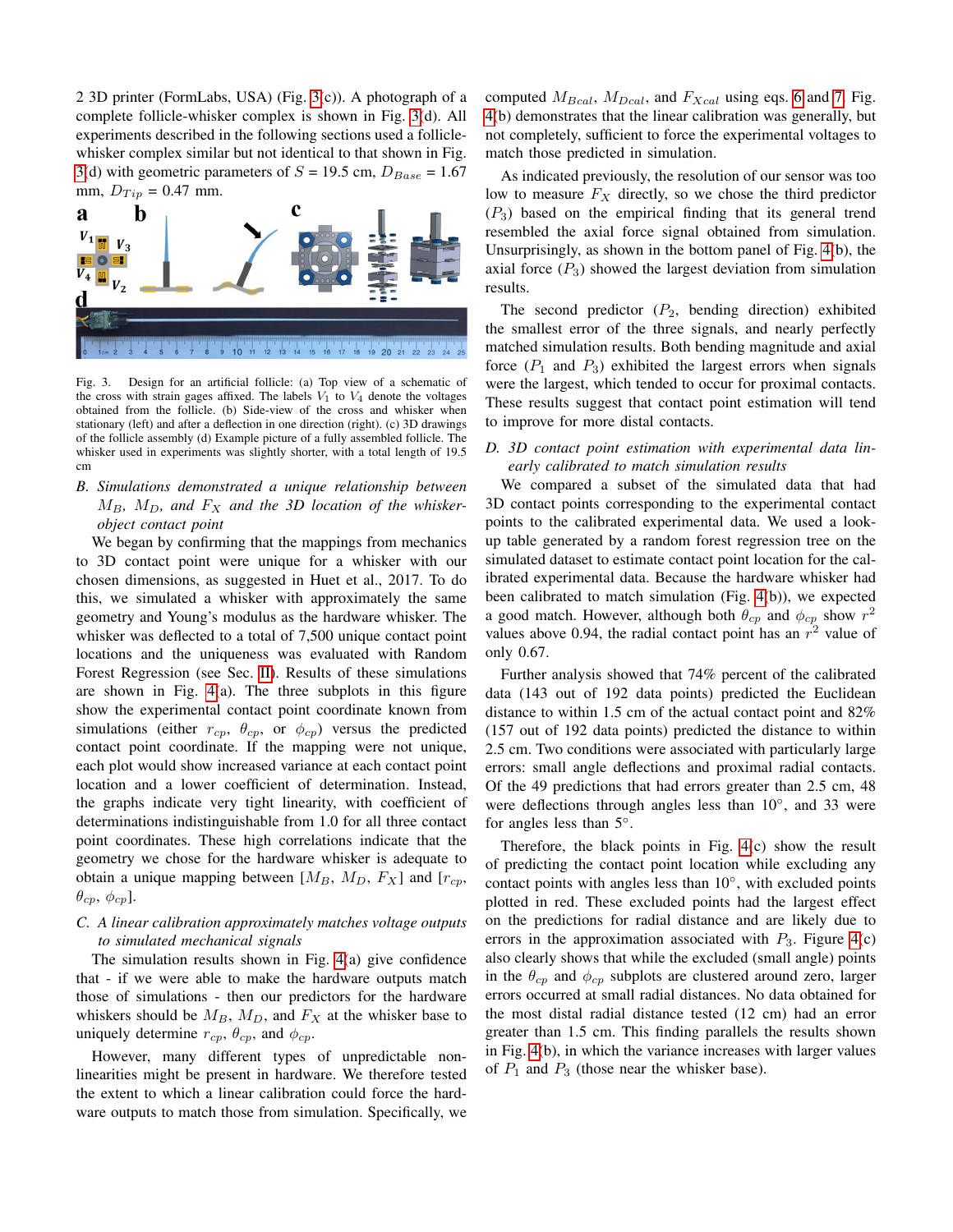2 3D printer (FormLabs, USA) (Fig. 3(c)). A photograph of a complete follicle-whisker complex is shown in Fig. 3(d). All experiments described in the following sections used a follicle-whisker complex similar but not identical to that shown in Fig. 3(d) with geometric parameters of $S$ = 19.5 cm, $D_{Base}$ = 1.67 mm, $D_{Tip}$ = 0.47 mm.

Fig. 3. Design for an artificial follicle: (a) Top view of a schematic of the cross with strain gages affixed. The labels $V_1$ to $V_4$ denote the voltages obtained from the follicle. (b) Side-view of the cross and whisker when stationary (left) and after a deflection in one direction (right). (c) 3D drawings of the follicle assembly (d) Example picture of a fully assembled follicle. The whisker used in experiments was slightly shorter, with a total length of 19.5 cm

### B. Simulations demonstrated a unique relationship between $M_B$, $M_D$, and $F_X$ and the 3D location of the whisker-object contact point

We began by confirming that the mappings from mechanics to 3D contact point were unique for a whisker with our chosen dimensions, as suggested in Huet et al., 2017. To do this, we simulated a whisker with approximately the same geometry and Young's modulus as the hardware whisker. The whisker was deflected to a total of 7,500 unique contact point locations and the uniqueness was evaluated with Random Forest Regression (see Sec. II). Results of these simulations are shown in Fig. 4(a). The three subplots in this figure show the experimental contact point coordinate known from simulations (either $r_{cp}$, $\theta_{cp}$, or $\phi_{cp}$) versus the predicted contact point coordinate. If the mapping were not unique, each plot would show increased variance at each contact point location and a lower coefficient of determination. Instead, the graphs indicate very tight linearity, with coefficient of determinations indistinguishable from 1.0 for all three contact point coordinates. These high correlations indicate that the geometry we chose for the hardware whisker is adequate to obtain a unique mapping between [$M_B$, $M_D$, $F_X$] and [$r_{cp}$, $\theta_{cp}$, $\phi_{cp}$].

### C. A linear calibration approximately matches voltage outputs to simulated mechanical signals

The simulation results shown in Fig. 4(a) give confidence that - if we were able to make the hardware outputs match those of simulations - then our predictors for the hardware whiskers should be $M_B$, $M_D$, and $F_X$ at the whisker base to uniquely determine $r_{cp}$, $\theta_{cp}$, and $\phi_{cp}$.

However, many different types of unpredictable non-linearities might be present in hardware. We therefore tested the extent to which a linear calibration could force the hardware outputs to match those from simulation. Specifically, we computed $M_{Bcal}$, $M_{Dcal}$, and $F_{Xcal}$ using eqs. 6 and 7. Fig. 4(b) demonstrates that the linear calibration was generally, but not completely, sufficient to force the experimental voltages to match those predicted in simulation.

As indicated previously, the resolution of our sensor was too low to measure $F_X$ directly, so we chose the third predictor ($P_3$) based on the empirical finding that its general trend resembled the axial force signal obtained from simulation. Unsurprisingly, as shown in the bottom panel of Fig. 4(b), the axial force ($P_3$) showed the largest deviation from simulation results.

The second predictor ($P_2$, bending direction) exhibited the smallest error of the three signals, and nearly perfectly matched simulation results. Both bending magnitude and axial force ($P_1$ and $P_3$) exhibited the largest errors when signals were the largest, which tended to occur for proximal contacts. These results suggest that contact point estimation will tend to improve for more distal contacts.

### D. 3D contact point estimation with experimental data linearly calibrated to match simulation results

We compared a subset of the simulated data that had 3D contact points corresponding to the experimental contact points to the calibrated experimental data. We used a look-up table generated by a random forest regression tree on the simulated dataset to estimate contact point location for the calibrated experimental data. Because the hardware whisker had been calibrated to match simulation (Fig. 4(b)), we expected a good match. However, although both $\theta_{cp}$ and $\phi_{cp}$ show $r^2$ values above 0.94, the radial contact point has an $r^2$ value of only 0.67.

Further analysis showed that 74% percent of the calibrated data (143 out of 192 data points) predicted the Euclidean distance to within 1.5 cm of the actual contact point and 82% (157 out of 192 data points) predicted the distance to within 2.5 cm. Two conditions were associated with particularly large errors: small angle deflections and proximal radial contacts. Of the 49 predictions that had errors greater than 2.5 cm, 48 were deflections through angles less than 10°, and 33 were for angles less than 5°.

Therefore, the black points in Fig. 4(c) show the result of predicting the contact point location while excluding any contact points with angles less than 10°, with excluded points plotted in red. These excluded points had the largest effect on the predictions for radial distance and are likely due to errors in the approximation associated with $P_3$. Figure 4(c) also clearly shows that while the excluded (small angle) points in the $\theta_{cp}$ and $\phi_{cp}$ subplots are clustered around zero, larger errors occurred at small radial distances. No data obtained for the most distal radial distance tested (12 cm) had an error greater than 1.5 cm. This finding parallels the results shown in Fig. 4(b), in which the variance increases with larger values of $P_1$ and $P_3$ (those near the whisker base).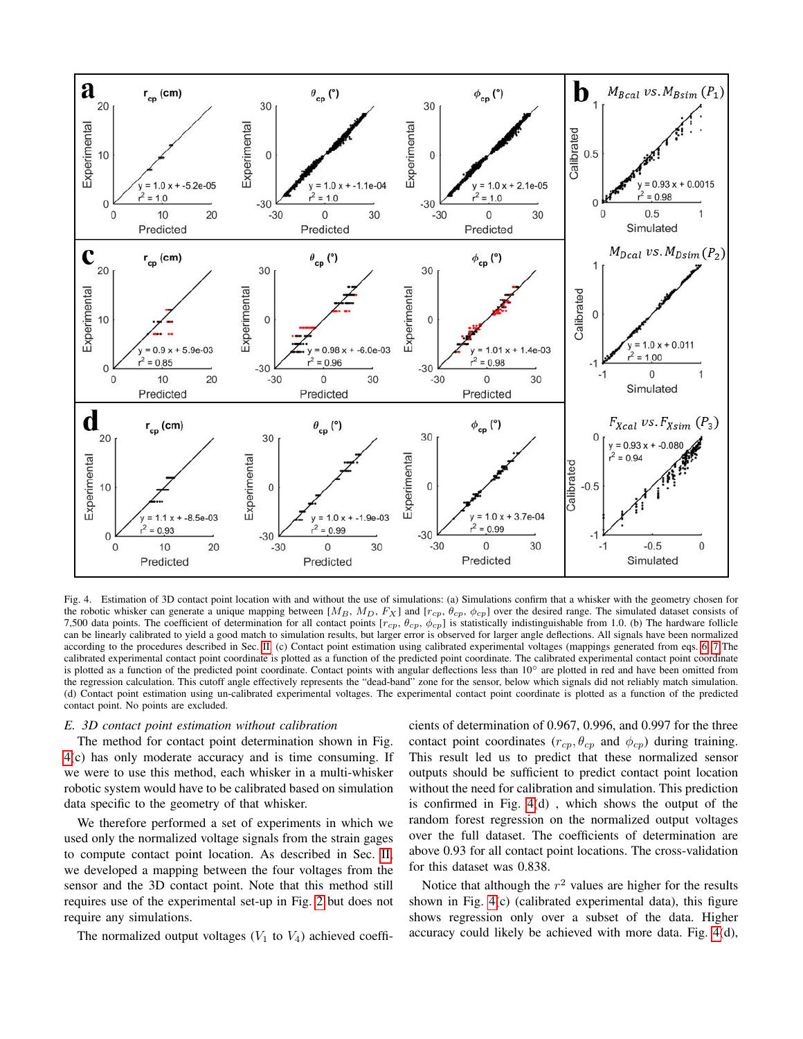Fig. 4. Estimation of 3D contact point location with and without the use of simulations: (a) Simulations confirm that a whisker with the geometry chosen for the robotic whisker can generate a unique mapping between $[M_B, M_D, F_X]$ and $[r_{cp}, \theta_{cp}, \phi_{cp}]$ over the desired range. The simulated dataset consists of 7,500 data points. The coefficient of determination for all contact points $[r_{cp}, \theta_{cp}, \phi_{cp}]$ is statistically indistinguishable from 1.0. (b) The hardware follicle can be linearly calibrated to yield a good match to simulation results, but larger error is observed for larger angle deflections. All signals have been normalized according to the procedures described in Sec. II. (c) Contact point estimation using calibrated experimental voltages (mappings generated from eqs. 6, 7 The calibrated experimental contact point coordinate is plotted as a function of the predicted point coordinate. The calibrated experimental contact point coordinate is plotted as a function of the predicted point coordinate. Contact points with angular deflections less than 10° are plotted in red and have been omitted from the regression calculation. This cutoff angle effectively represents the "dead-band" zone for the sensor, below which signals did not reliably match simulation. (d) Contact point estimation using un-calibrated experimental voltages. The experimental contact point coordinate is plotted as a function of the predicted contact point. No points are excluded.

### E. 3D contact point estimation without calibration

The method for contact point determination shown in Fig. 4(c) has only moderate accuracy and is time consuming. If we were to use this method, each whisker in a multi-whisker robotic system would have to be calibrated based on simulation data specific to the geometry of that whisker.

We therefore performed a set of experiments in which we used only the normalized voltage signals from the strain gages to compute contact point location. As described in Sec. II, we developed a mapping between the four voltages from the sensor and the 3D contact point. Note that this method still requires use of the experimental set-up in Fig. 2 but does not require any simulations.

The normalized output voltages ($V_1$ to $V_4$) achieved coefficients of determination of 0.967, 0.996, and 0.997 for the three contact point coordinates ($r_{cp}, \theta_{cp}$ and $\phi_{cp}$) during training. This result led us to predict that these normalized sensor outputs should be sufficient to predict contact point location without the need for calibration and simulation. This prediction is confirmed in Fig. 4(d) , which shows the output of the random forest regression on the normalized output voltages over the full dataset. The coefficients of determination are above 0.93 for all contact point locations. The cross-validation for this dataset was 0.838.

Notice that although the $r^2$ values are higher for the results shown in Fig. 4(c) (calibrated experimental data), this figure shows regression only over a subset of the data. Higher accuracy could likely be achieved with more data. Fig. 4(d),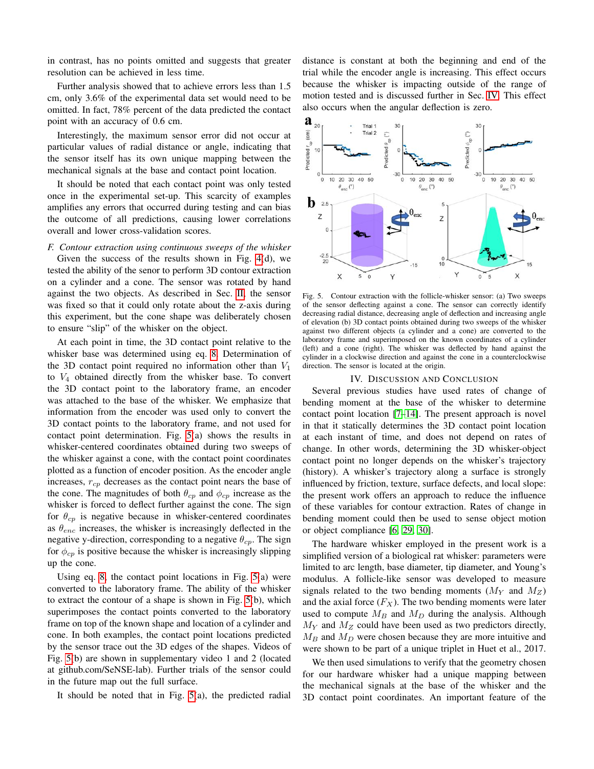in contrast, has no points omitted and suggests that greater resolution can be achieved in less time.

Further analysis showed that to achieve errors less than 1.5 cm, only 3.6% of the experimental data set would need to be omitted. In fact, 78% percent of the data predicted the contact point with an accuracy of 0.6 cm.

Interestingly, the maximum sensor error did not occur at particular values of radial distance or angle, indicating that the sensor itself has its own unique mapping between the mechanical signals at the base and contact point location.

It should be noted that each contact point was only tested once in the experimental set-up. This scarcity of examples amplifies any errors that occurred during testing and can bias the outcome of all predictions, causing lower correlations overall and lower cross-validation scores.

### F. Contour extraction using continuous sweeps of the whisker

Given the success of the results shown in Fig. 4(d), we tested the ability of the senor to perform 3D contour extraction on a cylinder and a cone. The sensor was rotated by hand against the two objects. As described in Sec. II, the sensor was fixed so that it could only rotate about the z-axis during this experiment, but the cone shape was deliberately chosen to ensure "slip" of the whisker on the object.

At each point in time, the 3D contact point relative to the whisker base was determined using eq. 8. Determination of the 3D contact point required no information other than $V_1$ to $V_4$ obtained directly from the whisker base. To convert the 3D contact point to the laboratory frame, an encoder was attached to the base of the whisker. We emphasize that information from the encoder was used only to convert the 3D contact points to the laboratory frame, and not used for contact point determination. Fig. 5(a) shows the results in whisker-centered coordinates obtained during two sweeps of the whisker against a cone, with the contact point coordinates plotted as a function of encoder position. As the encoder angle increases, $r_{cp}$ decreases as the contact point nears the base of the cone. The magnitudes of both $\theta_{cp}$ and $\phi_{cp}$ increase as the whisker is forced to deflect further against the cone. The sign for $\theta_{cp}$ is negative because in whisker-centered coordinates as $\theta_{enc}$ increases, the whisker is increasingly deflected in the negative y-direction, corresponding to a negative $\theta_{cp}$. The sign for $\phi_{cp}$ is positive because the whisker is increasingly slipping up the cone.

Using eq. 8, the contact point locations in Fig. 5(a) were converted to the laboratory frame. The ability of the whisker to extract the contour of a shape is shown in Fig. 5(b), which superimposes the contact points converted to the laboratory frame on top of the known shape and location of a cylinder and cone. In both examples, the contact point locations predicted by the sensor trace out the 3D edges of the shapes. Videos of Fig. 5(b) are shown in supplementary video 1 and 2 (located at github.com/SeNSE-lab). Further trials of the sensor could in the future map out the full surface.

It should be noted that in Fig. 5(a), the predicted radial distance is constant at both the beginning and end of the trial while the encoder angle is increasing. This effect occurs because the whisker is impacting outside of the range of motion tested and is discussed further in Sec. IV. This effect also occurs when the angular deflection is zero.

Fig. 5. Contour extraction with the follicle-whisker sensor: (a) Two sweeps of the sensor deflecting against a cone. The sensor can correctly identify decreasing radial distance, decreasing angle of deflection and increasing angle of elevation (b) 3D contact points obtained during two sweeps of the whisker against two different objects (a cylinder and a cone) are converted to the laboratory frame and superimposed on the known coordinates of a cylinder (left) and a cone (right). The whisker was deflected by hand against the cylinder in a clockwise direction and against the cone in a counterclockwise direction. The sensor is located at the origin.

## IV. Discussion and Conclusion

Several previous studies have used rates of change of bending moment at the base of the whisker to determine contact point location [7]–[14]. The present approach is novel in that it statically determines the 3D contact point location at each instant of time, and does not depend on rates of change. In other words, determining the 3D whisker-object contact point no longer depends on the whisker's trajectory (history). A whisker's trajectory along a surface is strongly influenced by friction, texture, surface defects, and local slope: the present work offers an approach to reduce the influence of these variables for contour extraction. Rates of change in bending moment could then be used to sense object motion or object compliance [6], [29], [30].

The hardware whisker employed in the present work is a simplified version of a biological rat whisker: parameters were limited to arc length, base diameter, tip diameter, and Young's modulus. A follicle-like sensor was developed to measure signals related to the two bending moments ($M_Y$ and $M_Z$) and the axial force ($F_X$). The two bending moments were later used to compute $M_B$ and $M_D$ during the analysis. Although $M_Y$ and $M_Z$ could have been used as two predictors directly, $M_B$ and $M_D$ were chosen because they are more intuitive and were shown to be part of a unique triplet in Huet et al., 2017.

We then used simulations to verify that the geometry chosen for our hardware whisker had a unique mapping between the mechanical signals at the base of the whisker and the 3D contact point coordinates. An important feature of the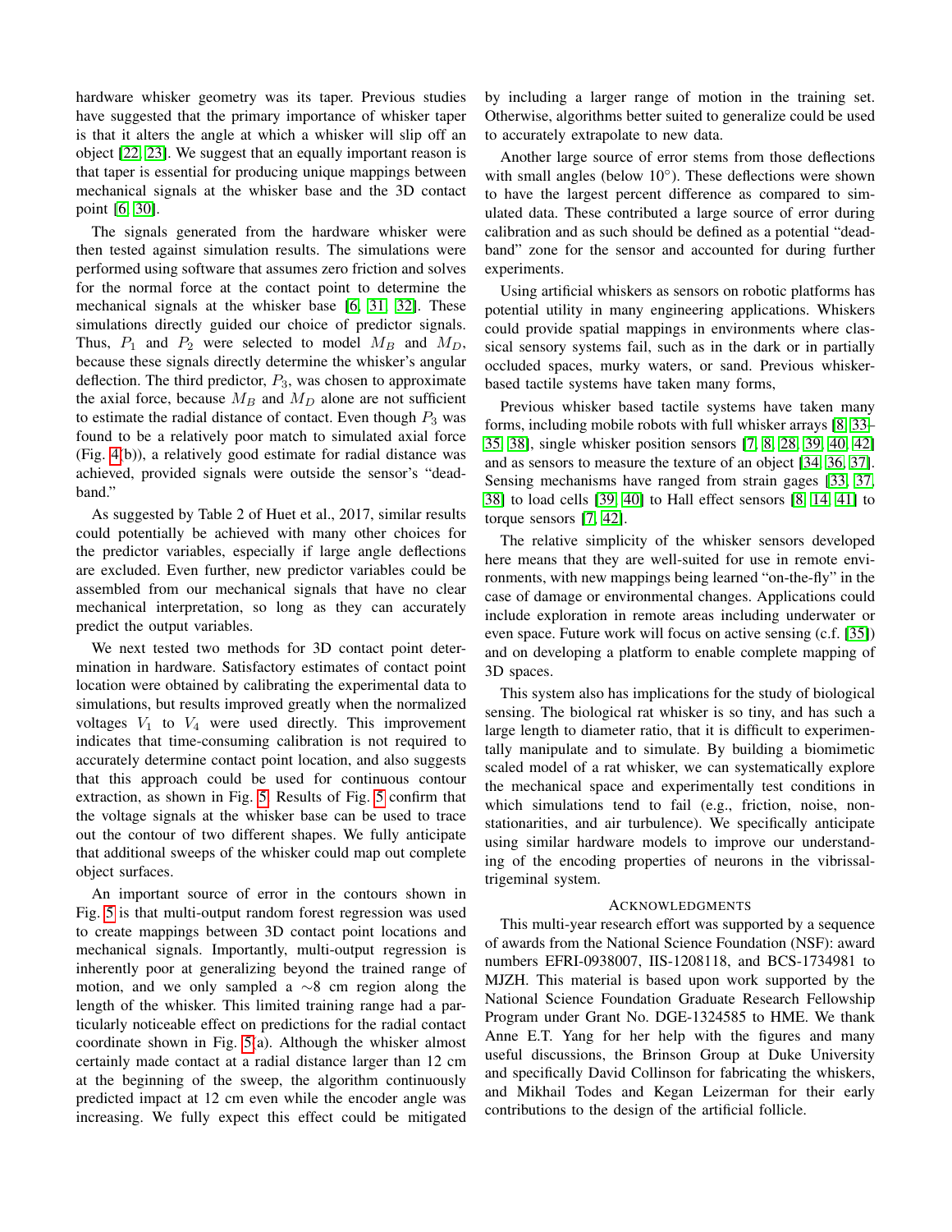hardware whisker geometry was its taper. Previous studies have suggested that the primary importance of whisker taper is that it alters the angle at which a whisker will slip off an object [22, 23]. We suggest that an equally important reason is that taper is essential for producing unique mappings between mechanical signals at the whisker base and the 3D contact point [6, 30].

The signals generated from the hardware whisker were then tested against simulation results. The simulations were performed using software that assumes zero friction and solves for the normal force at the contact point to determine the mechanical signals at the whisker base [6, 31, 32]. These simulations directly guided our choice of predictor signals. Thus, $P_1$ and $P_2$ were selected to model $M_B$ and $M_D$, because these signals directly determine the whisker's angular deflection. The third predictor, $P_3$, was chosen to approximate the axial force, because $M_B$ and $M_D$ alone are not sufficient to estimate the radial distance of contact. Even though $P_3$ was found to be a relatively poor match to simulated axial force (Fig. 4(b)), a relatively good estimate for radial distance was achieved, provided signals were outside the sensor's "deadband."

As suggested by Table 2 of Huet et al., 2017, similar results could potentially be achieved with many other choices for the predictor variables, especially if large angle deflections are excluded. Even further, new predictor variables could be assembled from our mechanical signals that have no clear mechanical interpretation, so long as they can accurately predict the output variables.

We next tested two methods for 3D contact point determination in hardware. Satisfactory estimates of contact point location were obtained by calibrating the experimental data to simulations, but results improved greatly when the normalized voltages $V_1$ to $V_4$ were used directly. This improvement indicates that time-consuming calibration is not required to accurately determine contact point location, and also suggests that this approach could be used for continuous contour extraction, as shown in Fig. 5. Results of Fig. 5 confirm that the voltage signals at the whisker base can be used to trace out the contour of two different shapes. We fully anticipate that additional sweeps of the whisker could map out complete object surfaces.

An important source of error in the contours shown in Fig. 5 is that multi-output random forest regression was used to create mappings between 3D contact point locations and mechanical signals. Importantly, multi-output regression is inherently poor at generalizing beyond the trained range of motion, and we only sampled a ∼8 cm region along the length of the whisker. This limited training range had a particularly noticeable effect on predictions for the radial contact coordinate shown in Fig. 5(a). Although the whisker almost certainly made contact at a radial distance larger than 12 cm at the beginning of the sweep, the algorithm continuously predicted impact at 12 cm even while the encoder angle was increasing. We fully expect this effect could be mitigated by including a larger range of motion in the training set. Otherwise, algorithms better suited to generalize could be used to accurately extrapolate to new data.

Another large source of error stems from those deflections with small angles (below 10°). These deflections were shown to have the largest percent difference as compared to simulated data. These contributed a large source of error during calibration and as such should be defined as a potential "deadband" zone for the sensor and accounted for during further experiments.

Using artificial whiskers as sensors on robotic platforms has potential utility in many engineering applications. Whiskers could provide spatial mappings in environments where classical sensory systems fail, such as in the dark or in partially occluded spaces, murky waters, or sand. Previous whisker-based tactile systems have taken many forms,

Previous whisker based tactile systems have taken many forms, including mobile robots with full whisker arrays [8, 33–35, 38], single whisker position sensors [7, 8, 28, 39, 40, 42] and as sensors to measure the texture of an object [34, 36, 37]. Sensing mechanisms have ranged from strain gages [33, 37, 38] to load cells [39, 40] to Hall effect sensors [8, 14, 41] to torque sensors [7, 42].

The relative simplicity of the whisker sensors developed here means that they are well-suited for use in remote environments, with new mappings being learned "on-the-fly" in the case of damage or environmental changes. Applications could include exploration in remote areas including underwater or even space. Future work will focus on active sensing (c.f. [35]) and on developing a platform to enable complete mapping of 3D spaces.

This system also has implications for the study of biological sensing. The biological rat whisker is so tiny, and has such a large length to diameter ratio, that it is difficult to experimentally manipulate and to simulate. By building a biomimetic scaled model of a rat whisker, we can systematically explore the mechanical space and experimentally test conditions in which simulations tend to fail (e.g., friction, noise, nonstationarities, and air turbulence). We specifically anticipate using similar hardware models to improve our understanding of the encoding properties of neurons in the vibrissal-trigeminal system.

## Acknowledgments

This multi-year research effort was supported by a sequence of awards from the National Science Foundation (NSF): award numbers EFRI-0938007, IIS-1208118, and BCS-1734981 to MJZH. This material is based upon work supported by the National Science Foundation Graduate Research Fellowship Program under Grant No. DGE-1324585 to HME. We thank Anne E.T. Yang for her help with the figures and many useful discussions, the Brinson Group at Duke University and specifically David Collinson for fabricating the whiskers, and Mikhail Todes and Kegan Leizerman for their early contributions to the design of the artificial follicle.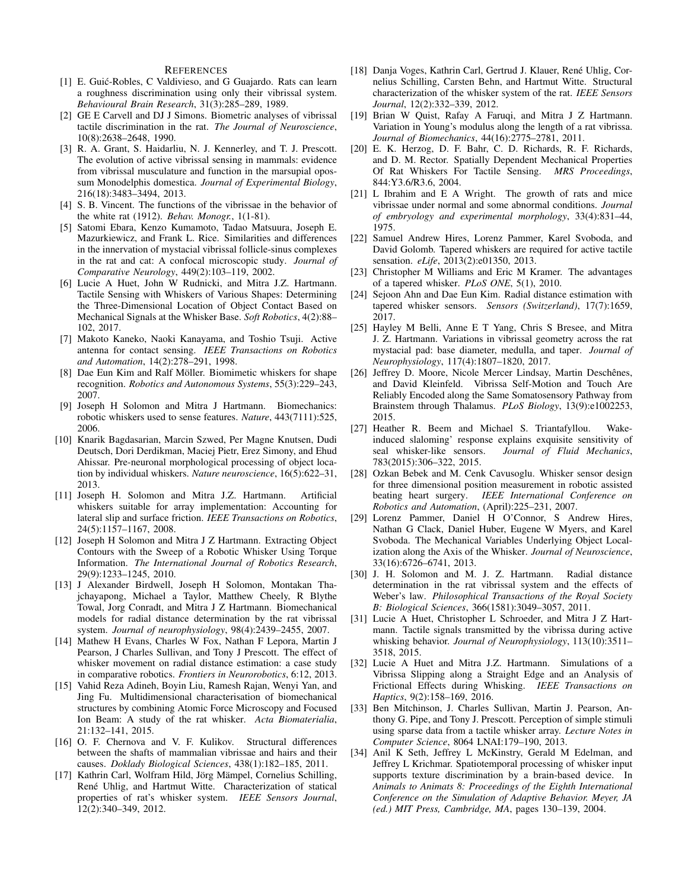## References

[1] E. Guić-Robles, C Valdivieso, and G Guajardo. Rats can learn a roughness discrimination using only their vibrissal system. *Behavioural Brain Research*, 31(3):285–289, 1989.

[2] GE E Carvell and DJ J Simons. Biometric analyses of vibrissal tactile discrimination in the rat. *The Journal of Neuroscience*, 10(8):2638–2648, 1990.

[3] R. A. Grant, S. Haidarliu, N. J. Kennerley, and T. J. Prescott. The evolution of active vibrissal sensing in mammals: evidence from vibrissal musculature and function in the marsupial opossum Monodelphis domestica. *Journal of Experimental Biology*, 216(18):3483–3494, 2013.

[4] S. B. Vincent. The functions of the vibrissae in the behavior of the white rat (1912). *Behav. Monogr.*, 1(1-81).

[5] Satomi Ebara, Kenzo Kumamoto, Tadao Matsuura, Joseph E. Mazurkiewicz, and Frank L. Rice. Similarities and differences in the innervation of mystacial vibrissal follicle-sinus complexes in the rat and cat: A confocal microscopic study. *Journal of Comparative Neurology*, 449(2):103–119, 2002.

[6] Lucie A Huet, John W Rudnicki, and Mitra J.Z. Hartmann. Tactile Sensing with Whiskers of Various Shapes: Determining the Three-Dimensional Location of Object Contact Based on Mechanical Signals at the Whisker Base. *Soft Robotics*, 4(2):88–102, 2017.

[7] Makoto Kaneko, Naoki Kanayama, and Toshio Tsuji. Active antenna for contact sensing. *IEEE Transactions on Robotics and Automation*, 14(2):278–291, 1998.

[8] Dae Eun Kim and Ralf Möller. Biomimetic whiskers for shape recognition. *Robotics and Autonomous Systems*, 55(3):229–243, 2007.

[9] Joseph H Solomon and Mitra J Hartmann. Biomechanics: robotic whiskers used to sense features. *Nature*, 443(7111):525, 2006.

[10] Knarik Bagdasarian, Marcin Szwed, Per Magne Knutsen, Dudi Deutsch, Dori Derdikman, Maciej Pietr, Erez Simony, and Ehud Ahissar. Pre-neuronal morphological processing of object location by individual whiskers. *Nature neuroscience*, 16(5):622–31, 2013.

[11] Joseph H. Solomon and Mitra J.Z. Hartmann. Artificial whiskers suitable for array implementation: Accounting for lateral slip and surface friction. *IEEE Transactions on Robotics*, 24(5):1157–1167, 2008.

[12] Joseph H Solomon and Mitra J Z Hartmann. Extracting Object Contours with the Sweep of a Robotic Whisker Using Torque Information. *The International Journal of Robotics Research*, 29(9):1233–1245, 2010.

[13] J Alexander Birdwell, Joseph H Solomon, Montakan Thajchayapong, Michael a Taylor, Matthew Cheely, R Blythe Towal, Jorg Conradt, and Mitra J Z Hartmann. Biomechanical models for radial distance determination by the rat vibrissal system. *Journal of neurophysiology*, 98(4):2439–2455, 2007.

[14] Mathew H Evans, Charles W Fox, Nathan F Lepora, Martin J Pearson, J Charles Sullivan, and Tony J Prescott. The effect of whisker movement on radial distance estimation: a case study in comparative robotics. *Frontiers in Neurorobotics*, 6:12, 2013.

[15] Vahid Reza Adineh, Boyin Liu, Ramesh Rajan, Wenyi Yan, and Jing Fu. Multidimensional characterisation of biomechanical structures by combining Atomic Force Microscopy and Focused Ion Beam: A study of the rat whisker. *Acta Biomaterialia*, 21:132–141, 2015.

[16] O. F. Chernova and V. F. Kulikov. Structural differences between the shafts of mammalian vibrissae and hairs and their causes. *Doklady Biological Sciences*, 438(1):182–185, 2011.

[17] Kathrin Carl, Wolfram Hild, Jörg Mämpel, Cornelius Schilling, René Uhlig, and Hartmut Witte. Characterization of statical properties of rat's whisker system. *IEEE Sensors Journal*, 12(2):340–349, 2012.

[18] Danja Voges, Kathrin Carl, Gertrud J. Klauer, René Uhlig, Cornelius Schilling, Carsten Behn, and Hartmut Witte. Structural characterization of the whisker system of the rat. *IEEE Sensors Journal*, 12(2):332–339, 2012.

[19] Brian W Quist, Rafay A Faruqi, and Mitra J Z Hartmann. Variation in Young's modulus along the length of a rat vibrissa. *Journal of Biomechanics*, 44(16):2775–2781, 2011.

[20] E. K. Herzog, D. F. Bahr, C. D. Richards, R. F. Richards, and D. M. Rector. Spatially Dependent Mechanical Properties Of Rat Whiskers For Tactile Sensing. *MRS Proceedings*, 844:Y3.6/R3.6, 2004.

[21] L Ibrahim and E A Wright. The growth of rats and mice vibrissae under normal and some abnormal conditions. *Journal of embryology and experimental morphology*, 33(4):831–44, 1975.

[22] Samuel Andrew Hires, Lorenz Pammer, Karel Svoboda, and David Golomb. Tapered whiskers are required for active tactile sensation. *eLife*, 2013(2):e01350, 2013.

[23] Christopher M Williams and Eric M Kramer. The advantages of a tapered whisker. *PLoS ONE*, 5(1), 2010.

[24] Sejoon Ahn and Dae Eun Kim. Radial distance estimation with tapered whisker sensors. *Sensors (Switzerland)*, 17(7):1659, 2017.

[25] Hayley M Belli, Anne E T Yang, Chris S Bresee, and Mitra J. Z. Hartmann. Variations in vibrissal geometry across the rat mystacial pad: base diameter, medulla, and taper. *Journal of Neurophysiology*, 117(4):1807–1820, 2017.

[26] Jeffrey D. Moore, Nicole Mercer Lindsay, Martin Deschênes, and David Kleinfeld. Vibrissa Self-Motion and Touch Are Reliably Encoded along the Same Somatosensory Pathway from Brainstem through Thalamus. *PLoS Biology*, 13(9):e1002253, 2015.

[27] Heather R. Beem and Michael S. Triantafyllou. Wake-induced slaloming' response explains exquisite sensitivity of seal whisker-like sensors. *Journal of Fluid Mechanics*, 783(2015):306–322, 2015.

[28] Ozkan Bebek and M. Cenk Cavusoglu. Whisker sensor design for three dimensional position measurement in robotic assisted beating heart surgery. *IEEE International Conference on Robotics and Automation*, (April):225–231, 2007.

[29] Lorenz Pammer, Daniel H O'Connor, S Andrew Hires, Nathan G Clack, Daniel Huber, Eugene W Myers, and Karel Svoboda. The Mechanical Variables Underlying Object Localization along the Axis of the Whisker. *Journal of Neuroscience*, 33(16):6726–6741, 2013.

[30] J. H. Solomon and M. J. Z. Hartmann. Radial distance determination in the rat vibrissal system and the effects of Weber's law. *Philosophical Transactions of the Royal Society B: Biological Sciences*, 366(1581):3049–3057, 2011.

[31] Lucie A Huet, Christopher L Schroeder, and Mitra J Z Hartmann. Tactile signals transmitted by the vibrissa during active whisking behavior. *Journal of Neurophysiology*, 113(10):3511–3518, 2015.

[32] Lucie A Huet and Mitra J.Z. Hartmann. Simulations of a Vibrissa Slipping along a Straight Edge and an Analysis of Frictional Effects during Whisking. *IEEE Transactions on Haptics*, 9(2):158–169, 2016.

[33] Ben Mitchinson, J. Charles Sullivan, Martin J. Pearson, Anthony G. Pipe, and Tony J. Prescott. Perception of simple stimuli using sparse data from a tactile whisker array. *Lecture Notes in Computer Science*, 8064 LNAI:179–190, 2013.

[34] Anil K Seth, Jeffrey L McKinstry, Gerald M Edelman, and Jeffrey L Krichmar. Spatiotemporal processing of whisker input supports texture discrimination by a brain-based device. In *Animals to Animats 8: Proceedings of the Eighth International Conference on the Simulation of Adaptive Behavior. Meyer, JA (ed.) MIT Press, Cambridge, MA*, pages 130–139, 2004.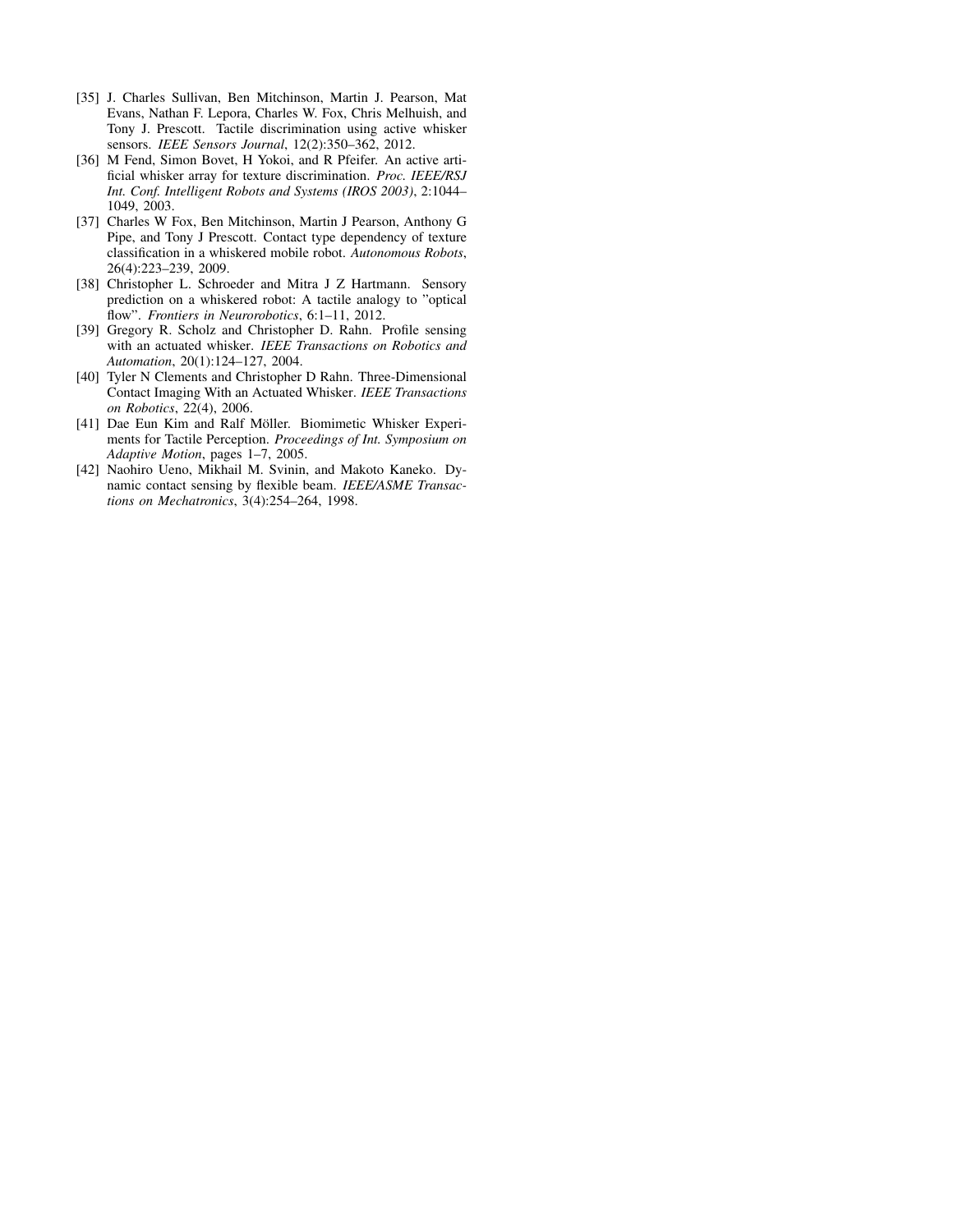[35] J. Charles Sullivan, Ben Mitchinson, Martin J. Pearson, Mat Evans, Nathan F. Lepora, Charles W. Fox, Chris Melhuish, and Tony J. Prescott. Tactile discrimination using active whisker sensors. *IEEE Sensors Journal*, 12(2):350–362, 2012.

[36] M Fend, Simon Bovet, H Yokoi, and R Pfeifer. An active artificial whisker array for texture discrimination. *Proc. IEEE/RSJ Int. Conf. Intelligent Robots and Systems (IROS 2003)*, 2:1044–1049, 2003.

[37] Charles W Fox, Ben Mitchinson, Martin J Pearson, Anthony G Pipe, and Tony J Prescott. Contact type dependency of texture classification in a whiskered mobile robot. *Autonomous Robots*, 26(4):223–239, 2009.

[38] Christopher L. Schroeder and Mitra J Z Hartmann. Sensory prediction on a whiskered robot: A tactile analogy to "optical flow". *Frontiers in Neurorobotics*, 6:1–11, 2012.

[39] Gregory R. Scholz and Christopher D. Rahn. Profile sensing with an actuated whisker. *IEEE Transactions on Robotics and Automation*, 20(1):124–127, 2004.

[40] Tyler N Clements and Christopher D Rahn. Three-Dimensional Contact Imaging With an Actuated Whisker. *IEEE Transactions on Robotics*, 22(4), 2006.

[41] Dae Eun Kim and Ralf Möller. Biomimetic Whisker Experiments for Tactile Perception. *Proceedings of Int. Symposium on Adaptive Motion*, pages 1–7, 2005.

[42] Naohiro Ueno, Mikhail M. Svinin, and Makoto Kaneko. Dynamic contact sensing by flexible beam. *IEEE/ASME Transactions on Mechatronics*, 3(4):254–264, 1998.